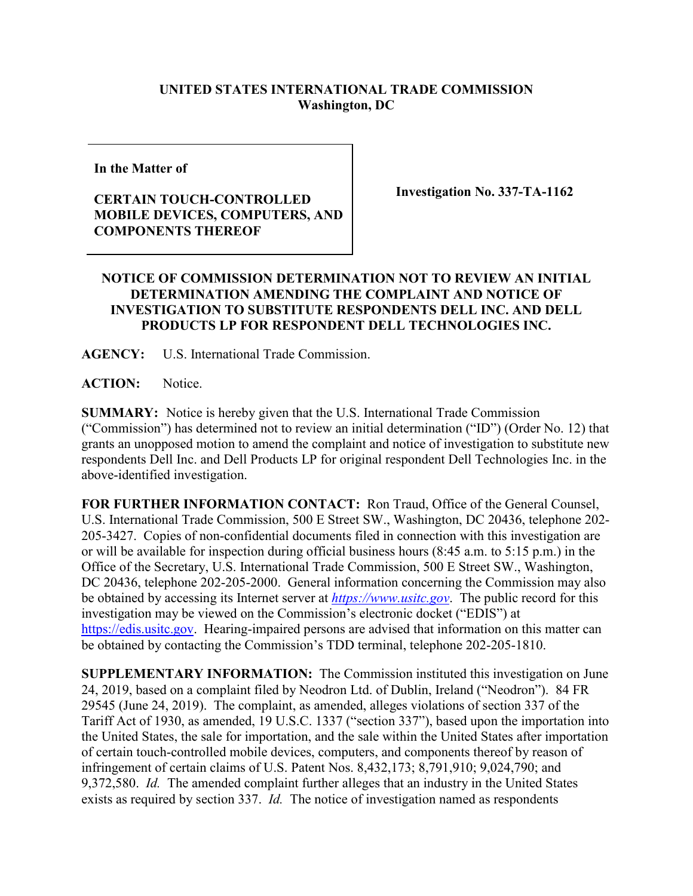**UNITED STATES INTERNATIONAL TRADE COMMISSION**
**Washington, DC**

| **In the Matter of**<br><br>**CERTAIN TOUCH-CONTROLLED MOBILE DEVICES, COMPUTERS, AND COMPONENTS THEREOF** | **Investigation No. 337-TA-1162** |
|---|---|

**NOTICE OF COMMISSION DETERMINATION NOT TO REVIEW AN INITIAL DETERMINATION AMENDING THE COMPLAINT AND NOTICE OF INVESTIGATION TO SUBSTITUTE RESPONDENTS DELL INC. AND DELL PRODUCTS LP FOR RESPONDENT DELL TECHNOLOGIES INC.**

**AGENCY:** U.S. International Trade Commission.

**ACTION:** Notice.

**SUMMARY:** Notice is hereby given that the U.S. International Trade Commission ("Commission") has determined not to review an initial determination ("ID") (Order No. 12) that grants an unopposed motion to amend the complaint and notice of investigation to substitute new respondents Dell Inc. and Dell Products LP for original respondent Dell Technologies Inc. in the above-identified investigation.

**FOR FURTHER INFORMATION CONTACT:** Ron Traud, Office of the General Counsel, U.S. International Trade Commission, 500 E Street SW., Washington, DC 20436, telephone 202-205-3427. Copies of non-confidential documents filed in connection with this investigation are or will be available for inspection during official business hours (8:45 a.m. to 5:15 p.m.) in the Office of the Secretary, U.S. International Trade Commission, 500 E Street SW., Washington, DC 20436, telephone 202-205-2000. General information concerning the Commission may also be obtained by accessing its Internet server at *https://www.usitc.gov*. The public record for this investigation may be viewed on the Commission's electronic docket ("EDIS") at https://edis.usitc.gov. Hearing-impaired persons are advised that information on this matter can be obtained by contacting the Commission's TDD terminal, telephone 202-205-1810.

**SUPPLEMENTARY INFORMATION:** The Commission instituted this investigation on June 24, 2019, based on a complaint filed by Neodron Ltd. of Dublin, Ireland ("Neodron"). 84 FR 29545 (June 24, 2019). The complaint, as amended, alleges violations of section 337 of the Tariff Act of 1930, as amended, 19 U.S.C. 1337 ("section 337"), based upon the importation into the United States, the sale for importation, and the sale within the United States after importation of certain touch-controlled mobile devices, computers, and components thereof by reason of infringement of certain claims of U.S. Patent Nos. 8,432,173; 8,791,910; 9,024,790; and 9,372,580. *Id.* The amended complaint further alleges that an industry in the United States exists as required by section 337. *Id.* The notice of investigation named as respondents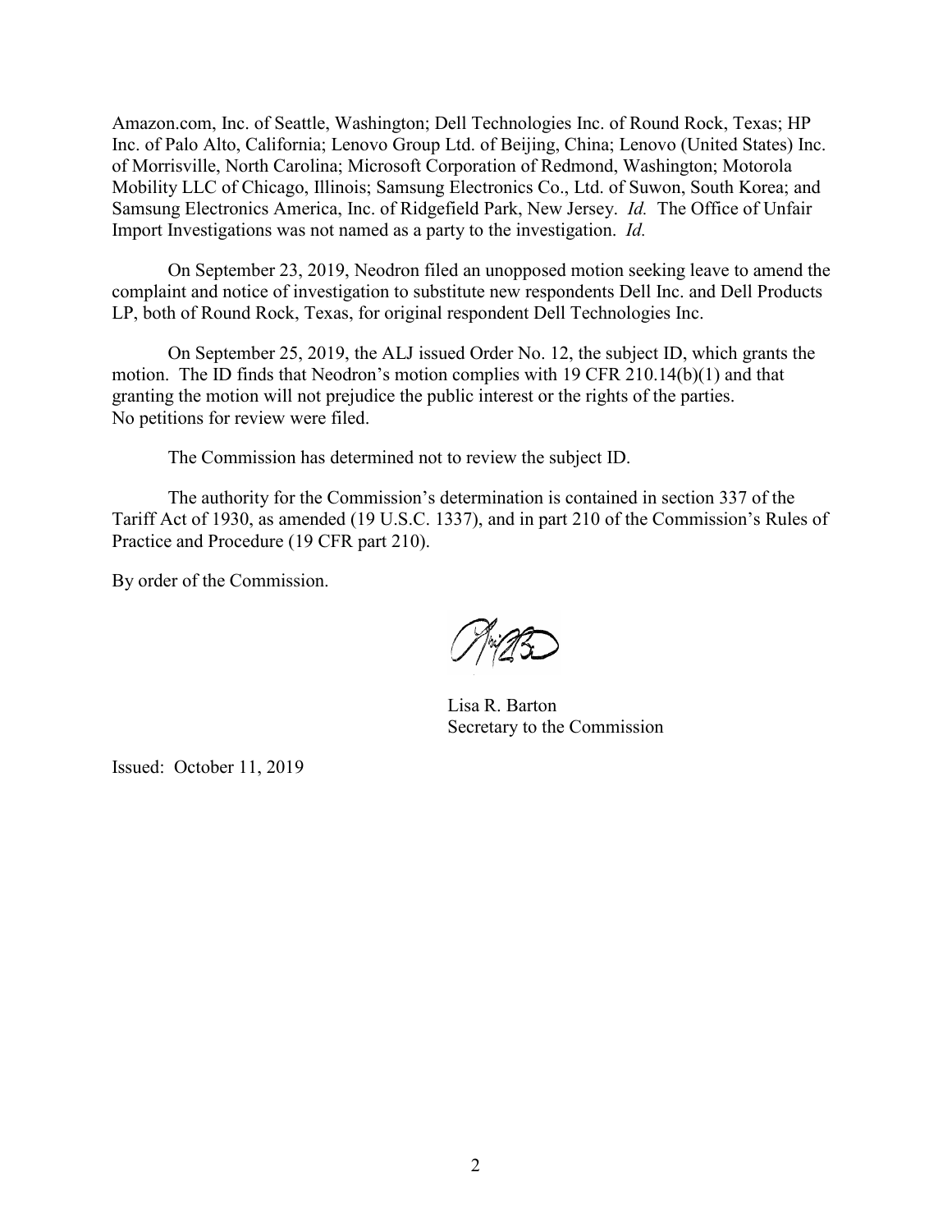Amazon.com, Inc. of Seattle, Washington; Dell Technologies Inc. of Round Rock, Texas; HP Inc. of Palo Alto, California; Lenovo Group Ltd. of Beijing, China; Lenovo (United States) Inc. of Morrisville, North Carolina; Microsoft Corporation of Redmond, Washington; Motorola Mobility LLC of Chicago, Illinois; Samsung Electronics Co., Ltd. of Suwon, South Korea; and Samsung Electronics America, Inc. of Ridgefield Park, New Jersey. *Id.* The Office of Unfair Import Investigations was not named as a party to the investigation. *Id.*

On September 23, 2019, Neodron filed an unopposed motion seeking leave to amend the complaint and notice of investigation to substitute new respondents Dell Inc. and Dell Products LP, both of Round Rock, Texas, for original respondent Dell Technologies Inc.

On September 25, 2019, the ALJ issued Order No. 12, the subject ID, which grants the motion. The ID finds that Neodron's motion complies with 19 CFR 210.14(b)(1) and that granting the motion will not prejudice the public interest or the rights of the parties. No petitions for review were filed.

The Commission has determined not to review the subject ID.

The authority for the Commission's determination is contained in section 337 of the Tariff Act of 1930, as amended (19 U.S.C. 1337), and in part 210 of the Commission's Rules of Practice and Procedure (19 CFR part 210).

By order of the Commission.

Lisa R. Barton
Secretary to the Commission

Issued: October 11, 2019